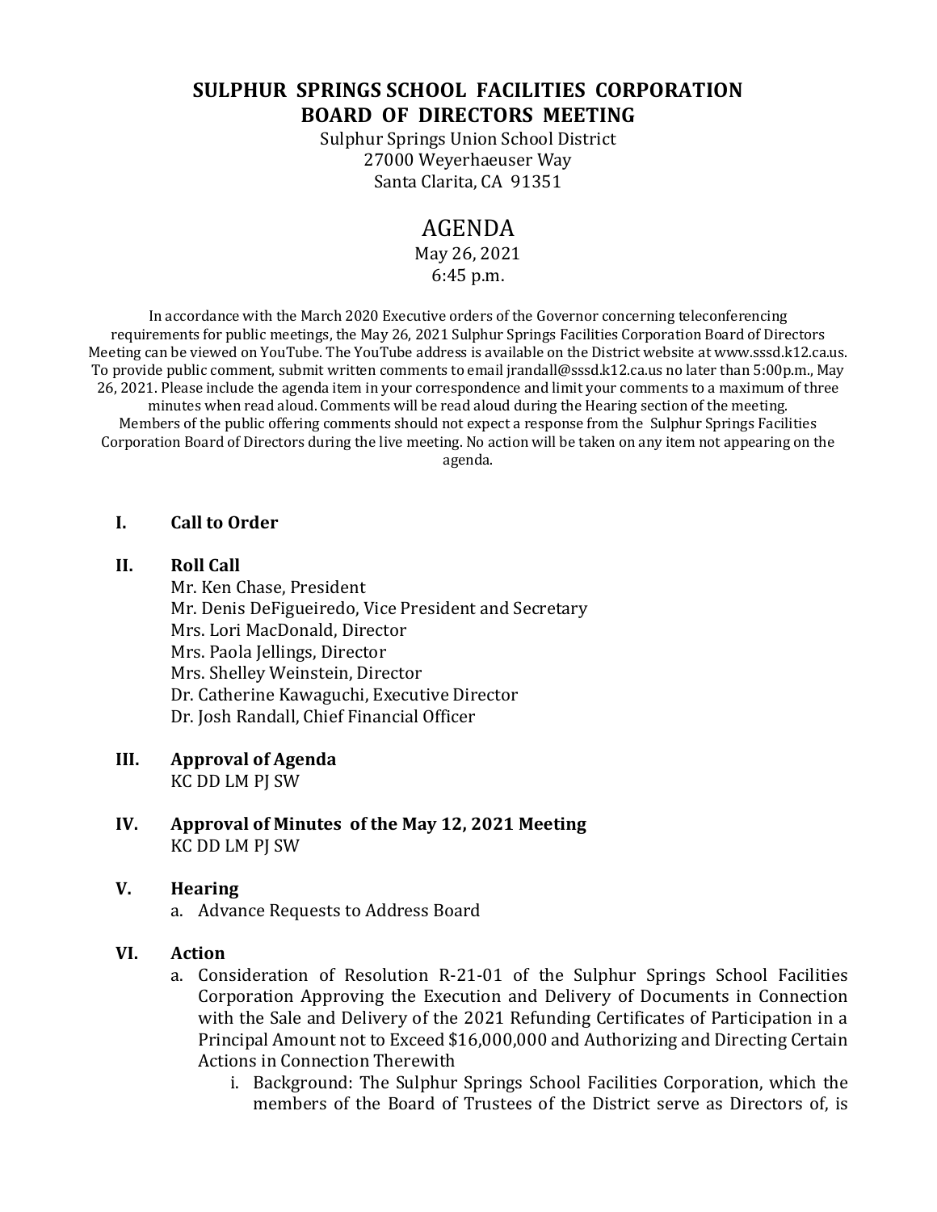# SULPHUR SPRINGS SCHOOL FACILITIES CORPORATION
# BOARD OF DIRECTORS MEETING

Sulphur Springs Union School District
27000 Weyerhaeuser Way
Santa Clarita, CA 91351

## AGENDA

May 26, 2021
6:45 p.m.

In accordance with the March 2020 Executive orders of the Governor concerning teleconferencing requirements for public meetings, the May 26, 2021 Sulphur Springs Facilities Corporation Board of Directors Meeting can be viewed on YouTube. The YouTube address is available on the District website at www.sssd.k12.ca.us. To provide public comment, submit written comments to email jrandall@sssd.k12.ca.us no later than 5:00p.m., May 26, 2021. Please include the agenda item in your correspondence and limit your comments to a maximum of three minutes when read aloud. Comments will be read aloud during the Hearing section of the meeting. Members of the public offering comments should not expect a response from the Sulphur Springs Facilities Corporation Board of Directors during the live meeting. No action will be taken on any item not appearing on the agenda.

**I. Call to Order**

**II. Roll Call**

Mr. Ken Chase, President
Mr. Denis DeFigueiredo, Vice President and Secretary
Mrs. Lori MacDonald, Director
Mrs. Paola Jellings, Director
Mrs. Shelley Weinstein, Director
Dr. Catherine Kawaguchi, Executive Director
Dr. Josh Randall, Chief Financial Officer

**III. Approval of Agenda**

KC DD LM PJ SW

**IV. Approval of Minutes of the May 12, 2021 Meeting**

KC DD LM PJ SW

**V. Hearing**

a. Advance Requests to Address Board

**VI. Action**

a. Consideration of Resolution R-21-01 of the Sulphur Springs School Facilities Corporation Approving the Execution and Delivery of Documents in Connection with the Sale and Delivery of the 2021 Refunding Certificates of Participation in a Principal Amount not to Exceed $16,000,000 and Authorizing and Directing Certain Actions in Connection Therewith

   i. Background: The Sulphur Springs School Facilities Corporation, which the members of the Board of Trustees of the District serve as Directors of, is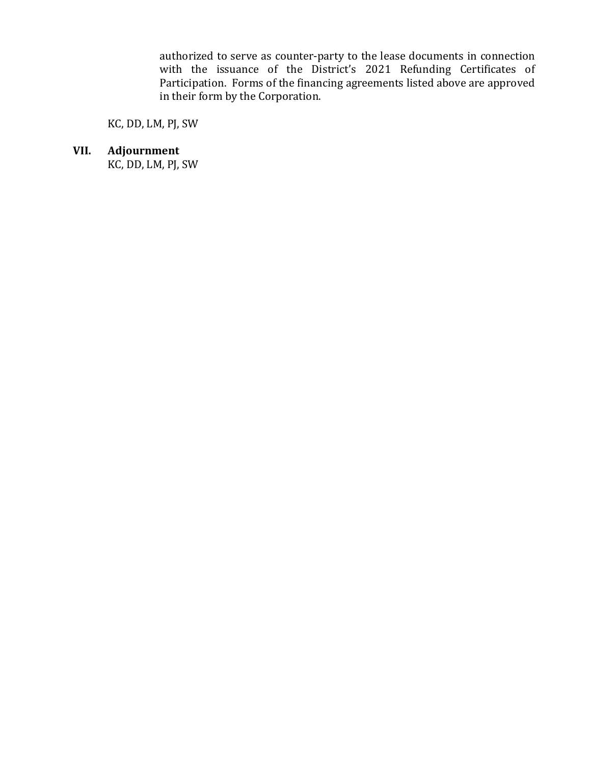authorized to serve as counter-party to the lease documents in connection with the issuance of the District's 2021 Refunding Certificates of Participation. Forms of the financing agreements listed above are approved in their form by the Corporation.

KC, DD, LM, PJ, SW

**VII. Adjournment**

KC, DD, LM, PJ, SW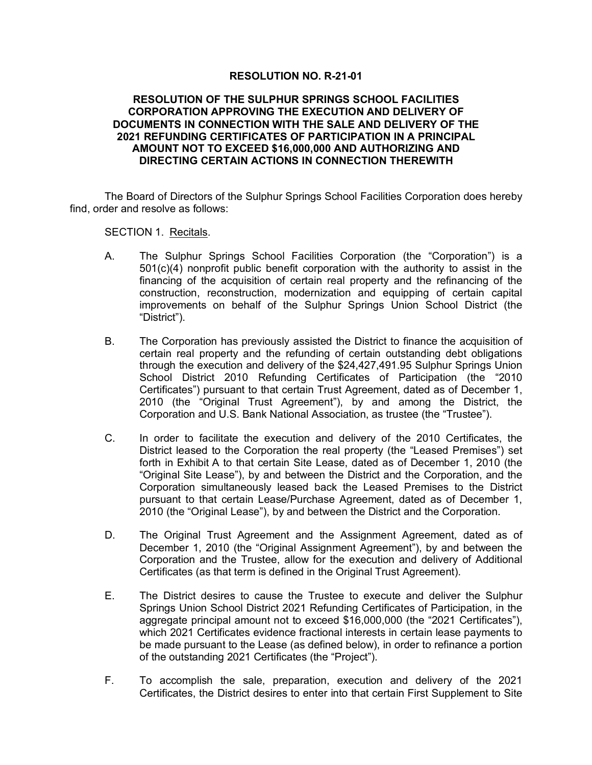**RESOLUTION NO. R-21-01**

**RESOLUTION OF THE SULPHUR SPRINGS SCHOOL FACILITIES CORPORATION APPROVING THE EXECUTION AND DELIVERY OF DOCUMENTS IN CONNECTION WITH THE SALE AND DELIVERY OF THE 2021 REFUNDING CERTIFICATES OF PARTICIPATION IN A PRINCIPAL AMOUNT NOT TO EXCEED $16,000,000 AND AUTHORIZING AND DIRECTING CERTAIN ACTIONS IN CONNECTION THEREWITH**

The Board of Directors of the Sulphur Springs School Facilities Corporation does hereby find, order and resolve as follows:

SECTION 1. Recitals.

A. The Sulphur Springs School Facilities Corporation (the "Corporation") is a 501(c)(4) nonprofit public benefit corporation with the authority to assist in the financing of the acquisition of certain real property and the refinancing of the construction, reconstruction, modernization and equipping of certain capital improvements on behalf of the Sulphur Springs Union School District (the "District").

B. The Corporation has previously assisted the District to finance the acquisition of certain real property and the refunding of certain outstanding debt obligations through the execution and delivery of the $24,427,491.95 Sulphur Springs Union School District 2010 Refunding Certificates of Participation (the "2010 Certificates") pursuant to that certain Trust Agreement, dated as of December 1, 2010 (the "Original Trust Agreement"), by and among the District, the Corporation and U.S. Bank National Association, as trustee (the "Trustee").

C. In order to facilitate the execution and delivery of the 2010 Certificates, the District leased to the Corporation the real property (the "Leased Premises") set forth in Exhibit A to that certain Site Lease, dated as of December 1, 2010 (the "Original Site Lease"), by and between the District and the Corporation, and the Corporation simultaneously leased back the Leased Premises to the District pursuant to that certain Lease/Purchase Agreement, dated as of December 1, 2010 (the "Original Lease"), by and between the District and the Corporation.

D. The Original Trust Agreement and the Assignment Agreement, dated as of December 1, 2010 (the "Original Assignment Agreement"), by and between the Corporation and the Trustee, allow for the execution and delivery of Additional Certificates (as that term is defined in the Original Trust Agreement).

E. The District desires to cause the Trustee to execute and deliver the Sulphur Springs Union School District 2021 Refunding Certificates of Participation, in the aggregate principal amount not to exceed $16,000,000 (the "2021 Certificates"), which 2021 Certificates evidence fractional interests in certain lease payments to be made pursuant to the Lease (as defined below), in order to refinance a portion of the outstanding 2021 Certificates (the "Project").

F. To accomplish the sale, preparation, execution and delivery of the 2021 Certificates, the District desires to enter into that certain First Supplement to Site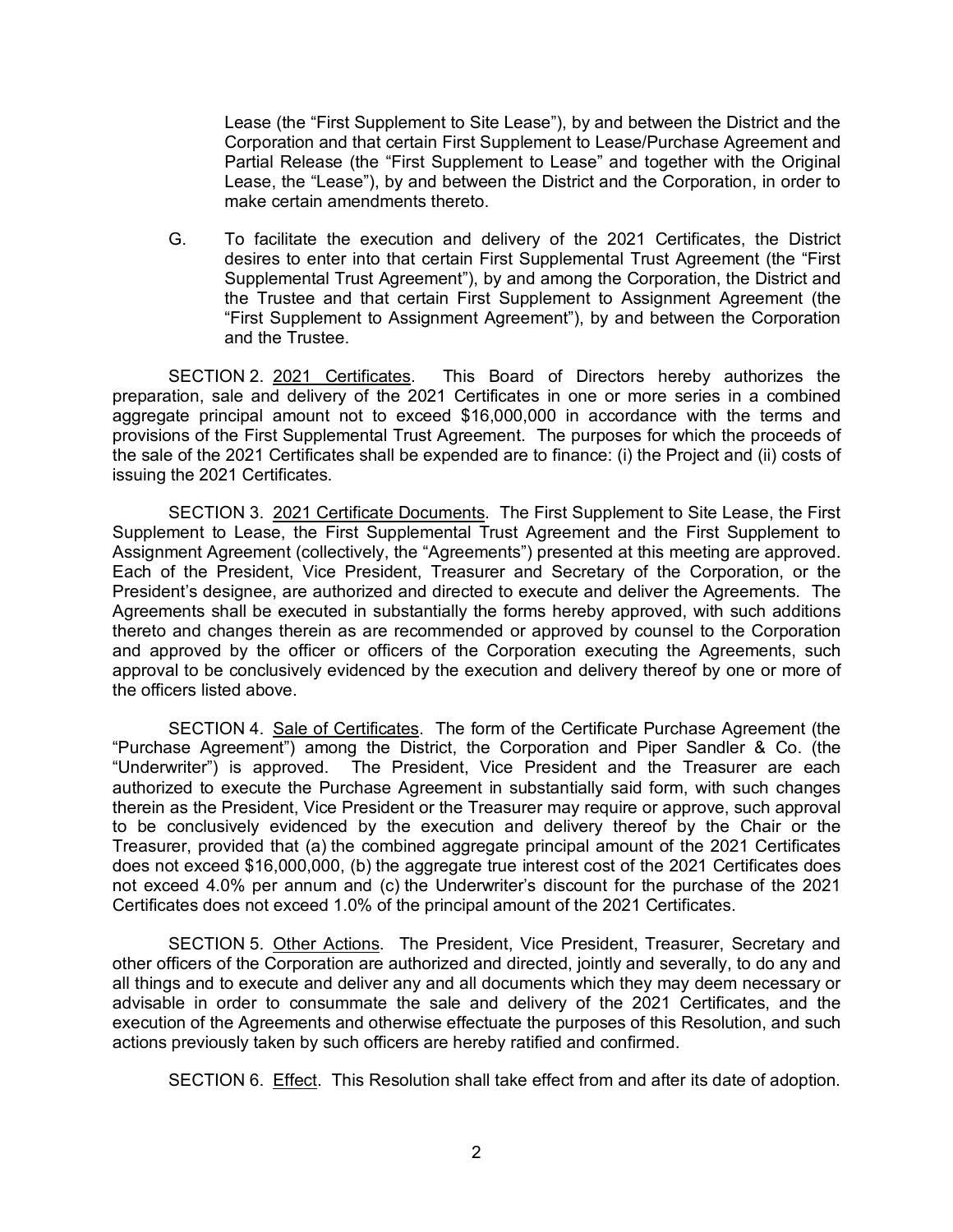Lease (the "First Supplement to Site Lease"), by and between the District and the Corporation and that certain First Supplement to Lease/Purchase Agreement and Partial Release (the "First Supplement to Lease" and together with the Original Lease, the "Lease"), by and between the District and the Corporation, in order to make certain amendments thereto.

G. To facilitate the execution and delivery of the 2021 Certificates, the District desires to enter into that certain First Supplemental Trust Agreement (the "First Supplemental Trust Agreement"), by and among the Corporation, the District and the Trustee and that certain First Supplement to Assignment Agreement (the "First Supplement to Assignment Agreement"), by and between the Corporation and the Trustee.

SECTION 2. <u>2021 Certificates</u>. This Board of Directors hereby authorizes the preparation, sale and delivery of the 2021 Certificates in one or more series in a combined aggregate principal amount not to exceed $16,000,000 in accordance with the terms and provisions of the First Supplemental Trust Agreement. The purposes for which the proceeds of the sale of the 2021 Certificates shall be expended are to finance: (i) the Project and (ii) costs of issuing the 2021 Certificates.

SECTION 3. <u>2021 Certificate Documents</u>. The First Supplement to Site Lease, the First Supplement to Lease, the First Supplemental Trust Agreement and the First Supplement to Assignment Agreement (collectively, the "Agreements") presented at this meeting are approved. Each of the President, Vice President, Treasurer and Secretary of the Corporation, or the President's designee, are authorized and directed to execute and deliver the Agreements. The Agreements shall be executed in substantially the forms hereby approved, with such additions thereto and changes therein as are recommended or approved by counsel to the Corporation and approved by the officer or officers of the Corporation executing the Agreements, such approval to be conclusively evidenced by the execution and delivery thereof by one or more of the officers listed above.

SECTION 4. <u>Sale of Certificates</u>. The form of the Certificate Purchase Agreement (the "Purchase Agreement") among the District, the Corporation and Piper Sandler & Co. (the "Underwriter") is approved. The President, Vice President and the Treasurer are each authorized to execute the Purchase Agreement in substantially said form, with such changes therein as the President, Vice President or the Treasurer may require or approve, such approval to be conclusively evidenced by the execution and delivery thereof by the Chair or the Treasurer, provided that (a) the combined aggregate principal amount of the 2021 Certificates does not exceed $16,000,000, (b) the aggregate true interest cost of the 2021 Certificates does not exceed 4.0% per annum and (c) the Underwriter's discount for the purchase of the 2021 Certificates does not exceed 1.0% of the principal amount of the 2021 Certificates.

SECTION 5. <u>Other Actions</u>. The President, Vice President, Treasurer, Secretary and other officers of the Corporation are authorized and directed, jointly and severally, to do any and all things and to execute and deliver any and all documents which they may deem necessary or advisable in order to consummate the sale and delivery of the 2021 Certificates, and the execution of the Agreements and otherwise effectuate the purposes of this Resolution, and such actions previously taken by such officers are hereby ratified and confirmed.

SECTION 6. <u>Effect</u>. This Resolution shall take effect from and after its date of adoption.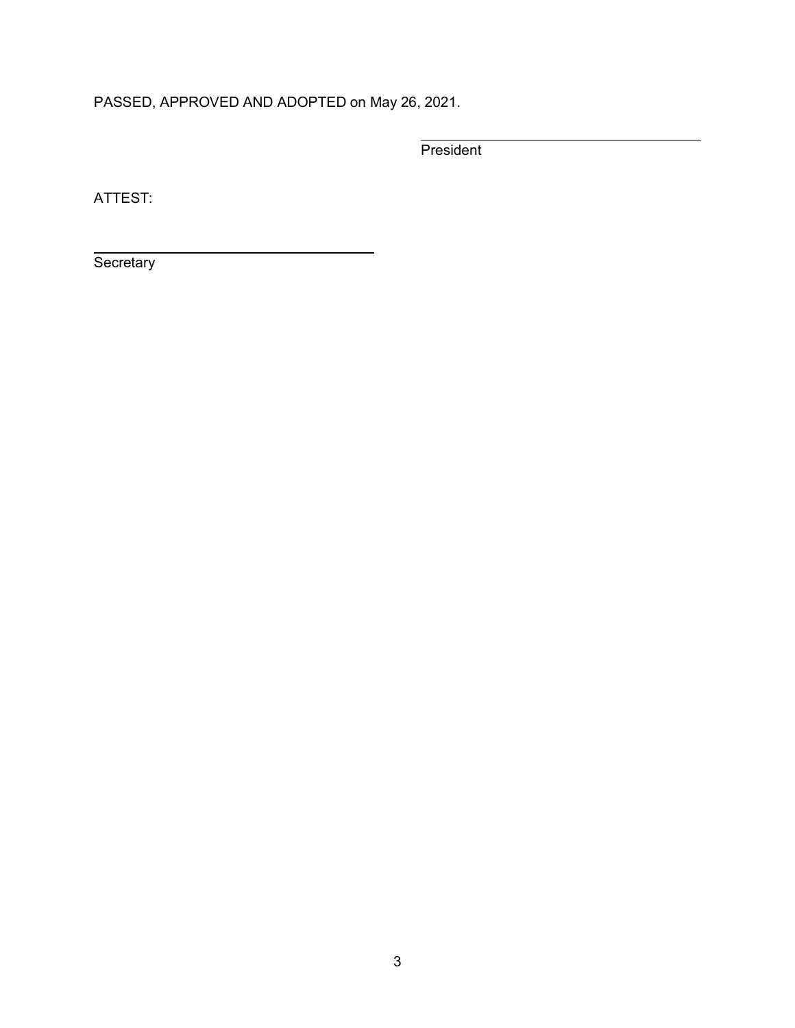PASSED, APPROVED AND ADOPTED on May 26, 2021.

\_\_\_\_\_\_\_\_\_\_\_\_\_\_\_\_\_\_\_\_\_\_\_\_\_\_\_\_\_\_\_\_\_\_\_\_

President

ATTEST:

\_\_\_\_\_\_\_\_\_\_\_\_\_\_\_\_\_\_\_\_\_\_\_\_\_\_\_\_\_\_\_\_\_\_\_\_

Secretary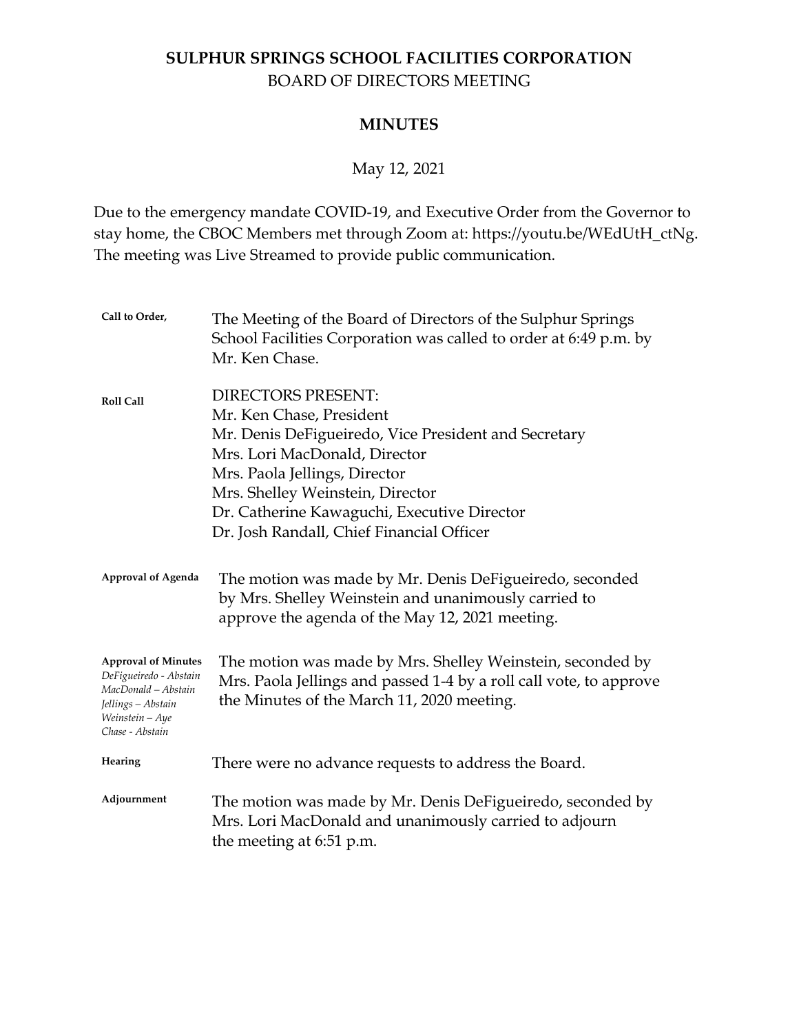# SULPHUR SPRINGS SCHOOL FACILITIES CORPORATION

BOARD OF DIRECTORS MEETING

## MINUTES

May 12, 2021

Due to the emergency mandate COVID-19, and Executive Order from the Governor to stay home, the CBOC Members met through Zoom at: https://youtu.be/WEdUtH_ctNg. The meeting was Live Streamed to provide public communication.

**Call to Order,**

The Meeting of the Board of Directors of the Sulphur Springs School Facilities Corporation was called to order at 6:49 p.m. by Mr. Ken Chase.

**Roll Call**

DIRECTORS PRESENT:
Mr. Ken Chase, President
Mr. Denis DeFigueiredo, Vice President and Secretary
Mrs. Lori MacDonald, Director
Mrs. Paola Jellings, Director
Mrs. Shelley Weinstein, Director
Dr. Catherine Kawaguchi, Executive Director
Dr. Josh Randall, Chief Financial Officer

**Approval of Agenda**

The motion was made by Mr. Denis DeFigueiredo, seconded by Mrs. Shelley Weinstein and unanimously carried to approve the agenda of the May 12, 2021 meeting.

**Approval of Minutes**
*DeFigueiredo - Abstain*
*MacDonald – Abstain*
*Jellings – Abstain*
*Weinstein – Aye*
*Chase - Abstain*

The motion was made by Mrs. Shelley Weinstein, seconded by Mrs. Paola Jellings and passed 1-4 by a roll call vote, to approve the Minutes of the March 11, 2020 meeting.

**Hearing**

There were no advance requests to address the Board.

**Adjournment**

The motion was made by Mr. Denis DeFigueiredo, seconded by Mrs. Lori MacDonald and unanimously carried to adjourn the meeting at 6:51 p.m.